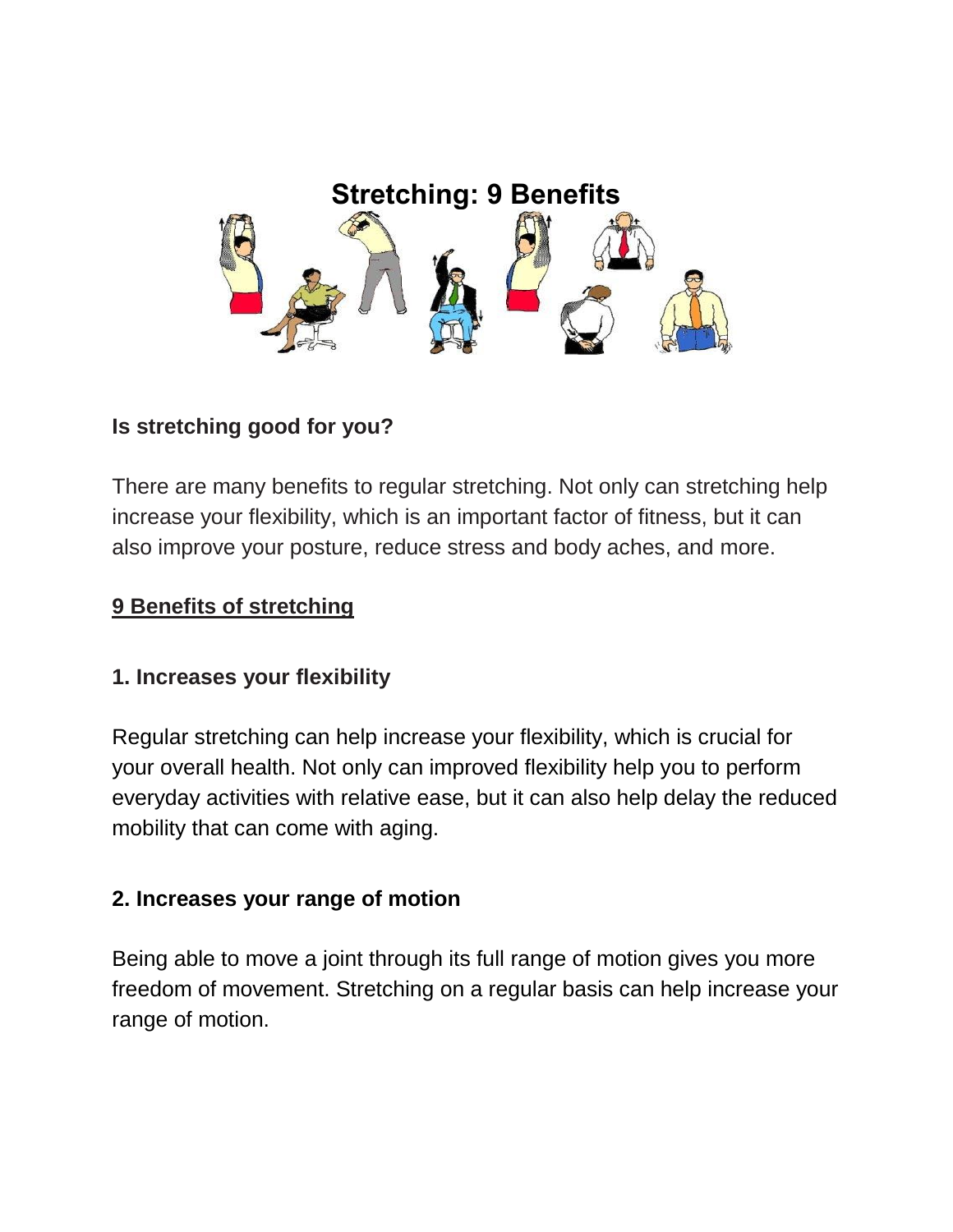# Stretching: 9 Benefits

**Is stretching good for you?**

There are many benefits to regular stretching. Not only can stretching help increase your flexibility, which is an important factor of fitness, but it can also improve your posture, reduce stress and body aches, and more.

## 9 Benefits of stretching

### 1. Increases your flexibility

Regular stretching can help increase your flexibility, which is crucial for your overall health. Not only can improved flexibility help you to perform everyday activities with relative ease, but it can also help delay the reduced mobility that can come with aging.

### 2. Increases your range of motion

Being able to move a joint through its full range of motion gives you more freedom of movement. Stretching on a regular basis can help increase your range of motion.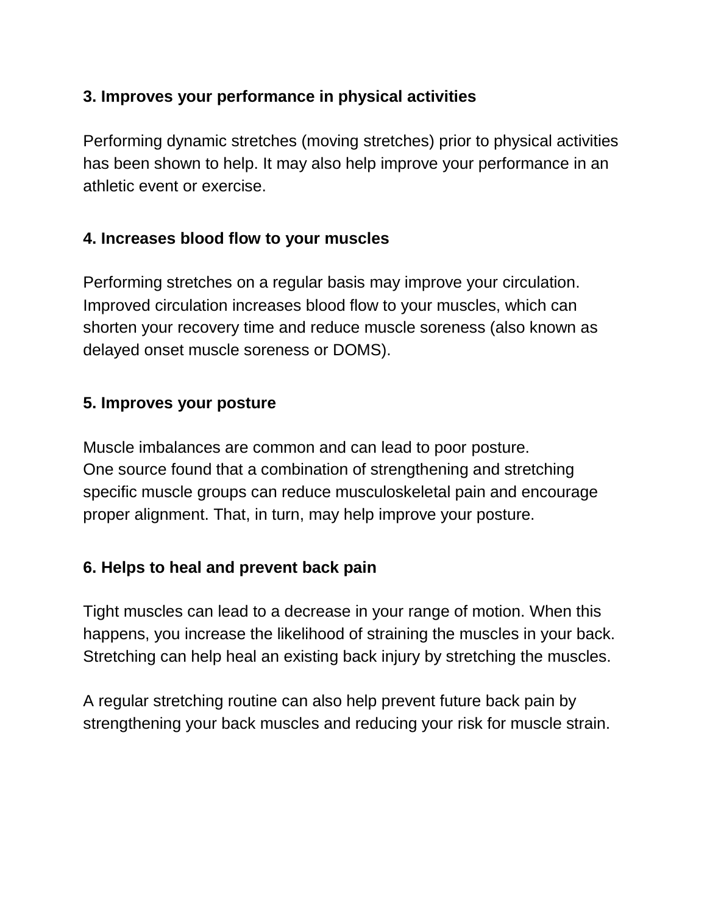**3. Improves your performance in physical activities**

Performing dynamic stretches (moving stretches) prior to physical activities has been shown to help. It may also help improve your performance in an athletic event or exercise.

**4. Increases blood flow to your muscles**

Performing stretches on a regular basis may improve your circulation. Improved circulation increases blood flow to your muscles, which can shorten your recovery time and reduce muscle soreness (also known as delayed onset muscle soreness or DOMS).

**5. Improves your posture**

Muscle imbalances are common and can lead to poor posture.
One source found that a combination of strengthening and stretching specific muscle groups can reduce musculoskeletal pain and encourage proper alignment. That, in turn, may help improve your posture.

**6. Helps to heal and prevent back pain**

Tight muscles can lead to a decrease in your range of motion. When this happens, you increase the likelihood of straining the muscles in your back. Stretching can help heal an existing back injury by stretching the muscles.

A regular stretching routine can also help prevent future back pain by strengthening your back muscles and reducing your risk for muscle strain.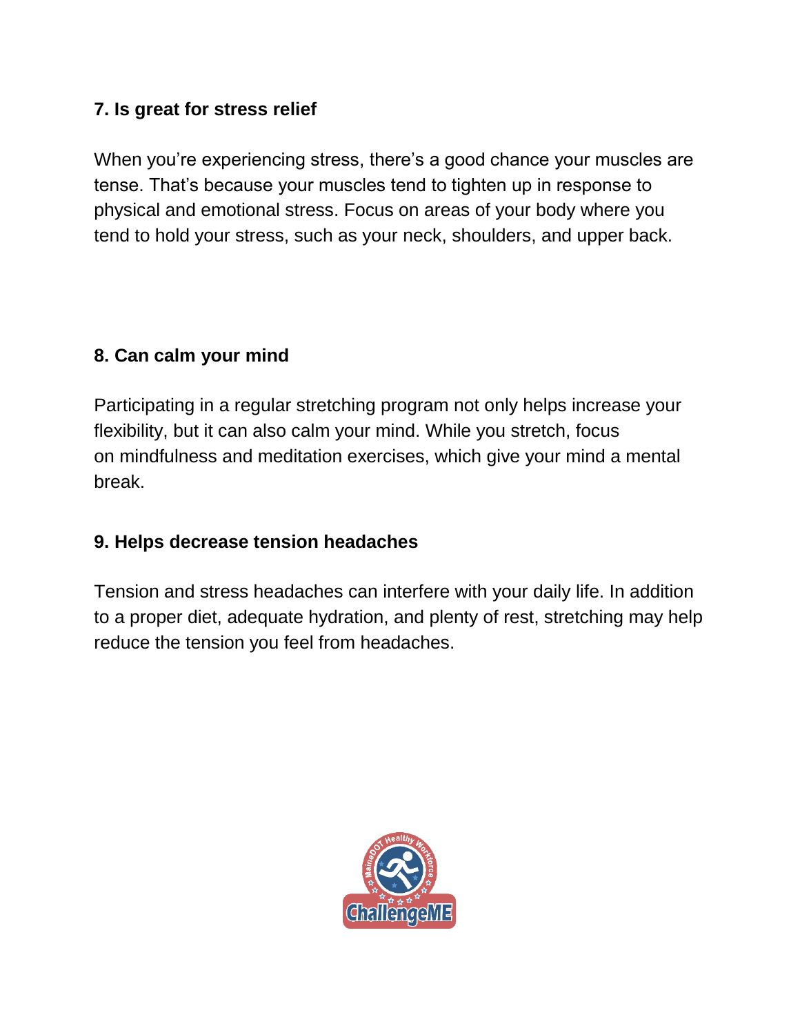**7. Is great for stress relief**

When you're experiencing stress, there's a good chance your muscles are tense. That's because your muscles tend to tighten up in response to physical and emotional stress. Focus on areas of your body where you tend to hold your stress, such as your neck, shoulders, and upper back.

**8. Can calm your mind**

Participating in a regular stretching program not only helps increase your flexibility, but it can also calm your mind. While you stretch, focus on mindfulness and meditation exercises, which give your mind a mental break.

**9. Helps decrease tension headaches**

Tension and stress headaches can interfere with your daily life. In addition to a proper diet, adequate hydration, and plenty of rest, stretching may help reduce the tension you feel from headaches.